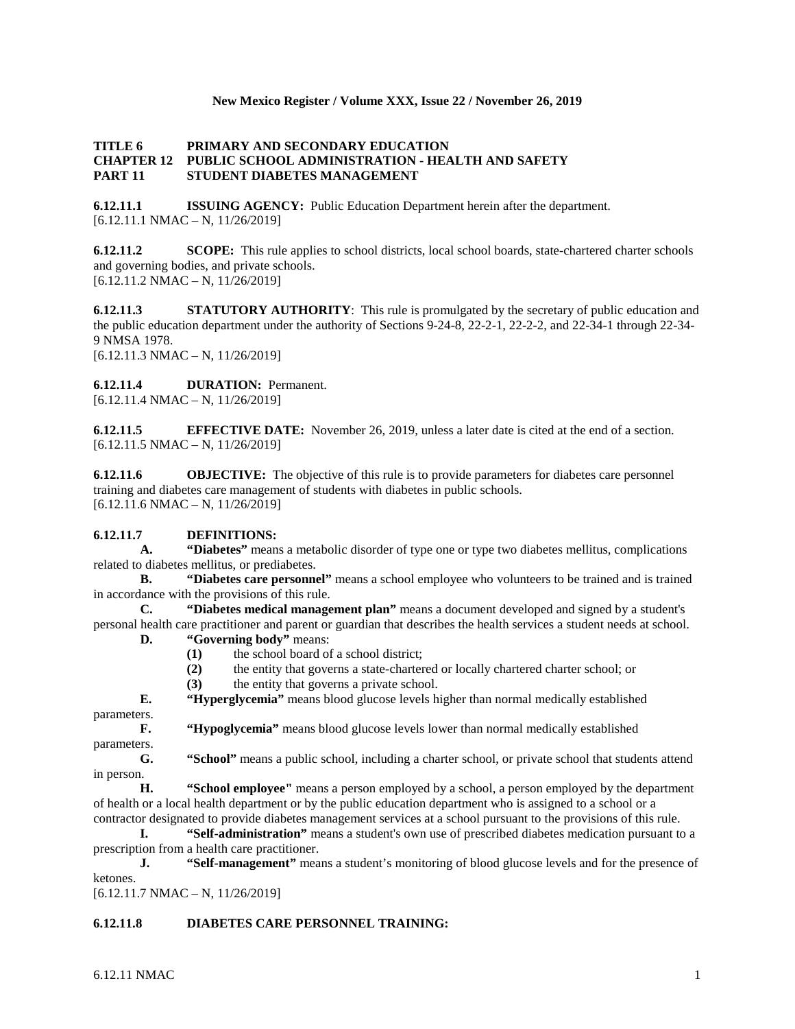**New Mexico Register / Volume XXX, Issue 22 / November 26, 2019**

**TITLE 6 PRIMARY AND SECONDARY EDUCATION**
**CHAPTER 12 PUBLIC SCHOOL ADMINISTRATION - HEALTH AND SAFETY**
**PART 11 STUDENT DIABETES MANAGEMENT**

**6.12.11.1 ISSUING AGENCY:** Public Education Department herein after the department.
[6.12.11.1 NMAC – N, 11/26/2019]

**6.12.11.2 SCOPE:** This rule applies to school districts, local school boards, state-chartered charter schools and governing bodies, and private schools.
[6.12.11.2 NMAC – N, 11/26/2019]

**6.12.11.3 STATUTORY AUTHORITY**: This rule is promulgated by the secretary of public education and the public education department under the authority of Sections 9-24-8, 22-2-1, 22-2-2, and 22-34-1 through 22-34-9 NMSA 1978.
[6.12.11.3 NMAC – N, 11/26/2019]

**6.12.11.4 DURATION:** Permanent.
[6.12.11.4 NMAC – N, 11/26/2019]

**6.12.11.5 EFFECTIVE DATE:** November 26, 2019, unless a later date is cited at the end of a section.
[6.12.11.5 NMAC – N, 11/26/2019]

**6.12.11.6 OBJECTIVE:** The objective of this rule is to provide parameters for diabetes care personnel training and diabetes care management of students with diabetes in public schools.
[6.12.11.6 NMAC – N, 11/26/2019]

**6.12.11.7 DEFINITIONS:**

**A. "Diabetes"** means a metabolic disorder of type one or type two diabetes mellitus, complications related to diabetes mellitus, or prediabetes.

**B. "Diabetes care personnel"** means a school employee who volunteers to be trained and is trained in accordance with the provisions of this rule.

**C. "Diabetes medical management plan"** means a document developed and signed by a student's personal health care practitioner and parent or guardian that describes the health services a student needs at school.

**D. "Governing body"** means:

- **(1)** the school board of a school district;
- **(2)** the entity that governs a state-chartered or locally chartered charter school; or
- **(3)** the entity that governs a private school.

**E. "Hyperglycemia"** means blood glucose levels higher than normal medically established parameters.

**F. "Hypoglycemia"** means blood glucose levels lower than normal medically established parameters.

**G. "School"** means a public school, including a charter school, or private school that students attend in person.

**H. "School employee"** means a person employed by a school, a person employed by the department of health or a local health department or by the public education department who is assigned to a school or a contractor designated to provide diabetes management services at a school pursuant to the provisions of this rule.

**I. "Self-administration"** means a student's own use of prescribed diabetes medication pursuant to a prescription from a health care practitioner.

**J. "Self-management"** means a student's monitoring of blood glucose levels and for the presence of ketones.

[6.12.11.7 NMAC – N, 11/26/2019]

**6.12.11.8 DIABETES CARE PERSONNEL TRAINING:**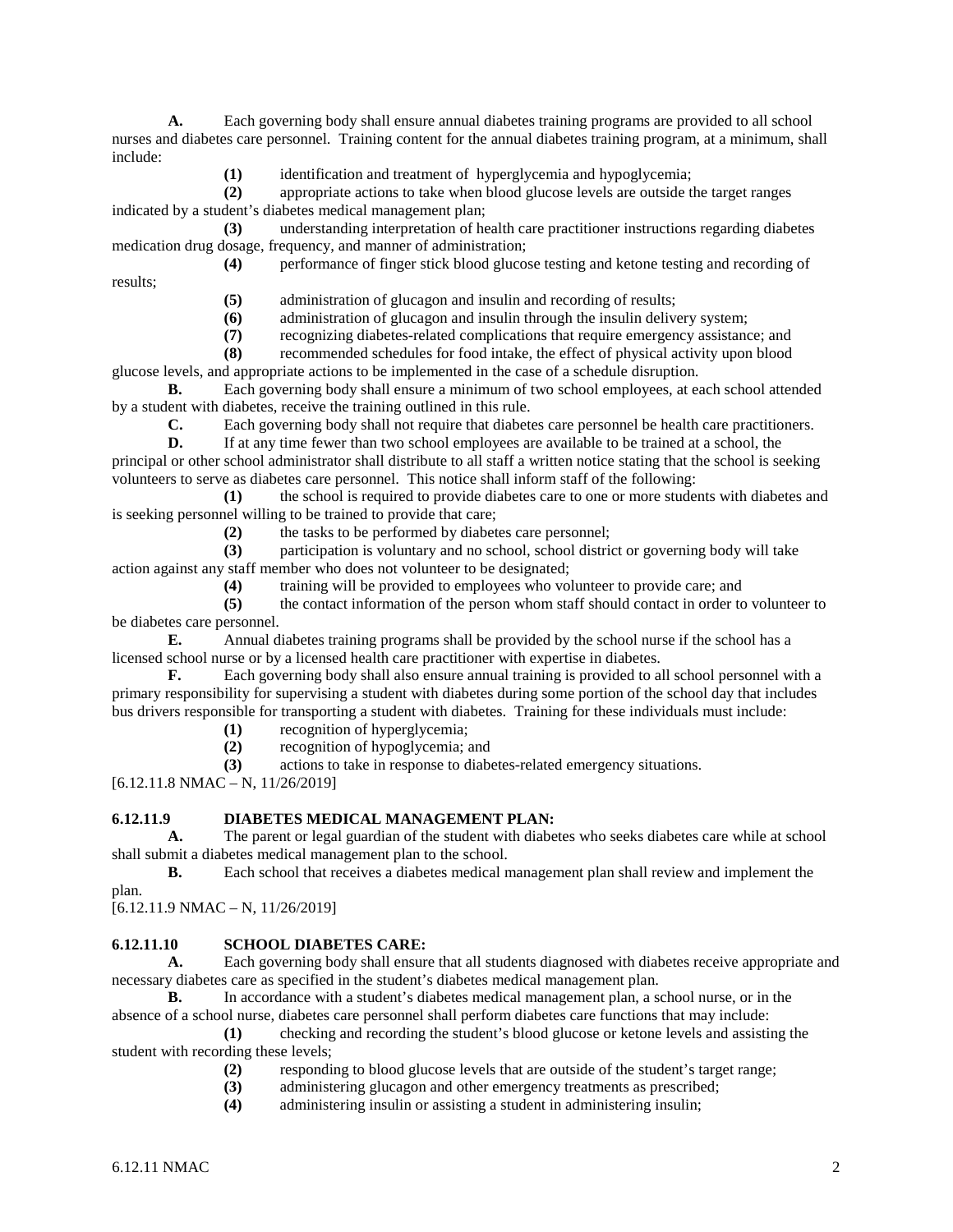**A.** Each governing body shall ensure annual diabetes training programs are provided to all school nurses and diabetes care personnel. Training content for the annual diabetes training program, at a minimum, shall include:

**(1)** identification and treatment of hyperglycemia and hypoglycemia;

**(2)** appropriate actions to take when blood glucose levels are outside the target ranges indicated by a student's diabetes medical management plan;

**(3)** understanding interpretation of health care practitioner instructions regarding diabetes medication drug dosage, frequency, and manner of administration;

**(4)** performance of finger stick blood glucose testing and ketone testing and recording of results;

**(5)** administration of glucagon and insulin and recording of results;

**(6)** administration of glucagon and insulin through the insulin delivery system;

**(7)** recognizing diabetes-related complications that require emergency assistance; and

**(8)** recommended schedules for food intake, the effect of physical activity upon blood glucose levels, and appropriate actions to be implemented in the case of a schedule disruption.

**B.** Each governing body shall ensure a minimum of two school employees, at each school attended by a student with diabetes, receive the training outlined in this rule.

**C.** Each governing body shall not require that diabetes care personnel be health care practitioners.

**D.** If at any time fewer than two school employees are available to be trained at a school, the principal or other school administrator shall distribute to all staff a written notice stating that the school is seeking volunteers to serve as diabetes care personnel. This notice shall inform staff of the following:

**(1)** the school is required to provide diabetes care to one or more students with diabetes and is seeking personnel willing to be trained to provide that care;

**(2)** the tasks to be performed by diabetes care personnel;

**(3)** participation is voluntary and no school, school district or governing body will take action against any staff member who does not volunteer to be designated;

**(4)** training will be provided to employees who volunteer to provide care; and

**(5)** the contact information of the person whom staff should contact in order to volunteer to be diabetes care personnel.

**E.** Annual diabetes training programs shall be provided by the school nurse if the school has a licensed school nurse or by a licensed health care practitioner with expertise in diabetes.

**F.** Each governing body shall also ensure annual training is provided to all school personnel with a primary responsibility for supervising a student with diabetes during some portion of the school day that includes bus drivers responsible for transporting a student with diabetes. Training for these individuals must include:

**(1)** recognition of hyperglycemia;

**(2)** recognition of hypoglycemia; and

**(3)** actions to take in response to diabetes-related emergency situations.

[6.12.11.8 NMAC – N, 11/26/2019]

**6.12.11.9 DIABETES MEDICAL MANAGEMENT PLAN:**

**A.** The parent or legal guardian of the student with diabetes who seeks diabetes care while at school shall submit a diabetes medical management plan to the school.

**B.** Each school that receives a diabetes medical management plan shall review and implement the plan.

[6.12.11.9 NMAC – N, 11/26/2019]

**6.12.11.10 SCHOOL DIABETES CARE:**

**A.** Each governing body shall ensure that all students diagnosed with diabetes receive appropriate and necessary diabetes care as specified in the student's diabetes medical management plan.

**B.** In accordance with a student's diabetes medical management plan, a school nurse, or in the absence of a school nurse, diabetes care personnel shall perform diabetes care functions that may include:

**(1)** checking and recording the student's blood glucose or ketone levels and assisting the student with recording these levels;

**(2)** responding to blood glucose levels that are outside of the student's target range;

**(3)** administering glucagon and other emergency treatments as prescribed;

**(4)** administering insulin or assisting a student in administering insulin;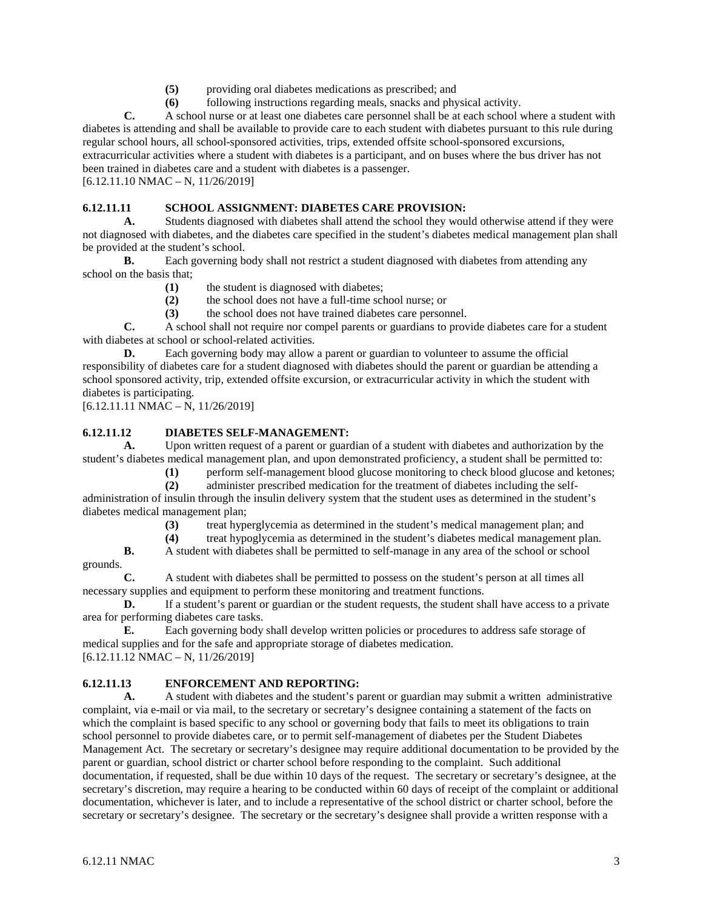**(5)** providing oral diabetes medications as prescribed; and

**(6)** following instructions regarding meals, snacks and physical activity.

**C.** A school nurse or at least one diabetes care personnel shall be at each school where a student with diabetes is attending and shall be available to provide care to each student with diabetes pursuant to this rule during regular school hours, all school-sponsored activities, trips, extended offsite school-sponsored excursions, extracurricular activities where a student with diabetes is a participant, and on buses where the bus driver has not been trained in diabetes care and a student with diabetes is a passenger.

[6.12.11.10 NMAC – N, 11/26/2019]

**6.12.11.11 SCHOOL ASSIGNMENT: DIABETES CARE PROVISION:**

**A.** Students diagnosed with diabetes shall attend the school they would otherwise attend if they were not diagnosed with diabetes, and the diabetes care specified in the student's diabetes medical management plan shall be provided at the student's school.

**B.** Each governing body shall not restrict a student diagnosed with diabetes from attending any school on the basis that;

**(1)** the student is diagnosed with diabetes;

**(2)** the school does not have a full-time school nurse; or

**(3)** the school does not have trained diabetes care personnel.

**C.** A school shall not require nor compel parents or guardians to provide diabetes care for a student with diabetes at school or school-related activities.

**D.** Each governing body may allow a parent or guardian to volunteer to assume the official responsibility of diabetes care for a student diagnosed with diabetes should the parent or guardian be attending a school sponsored activity, trip, extended offsite excursion, or extracurricular activity in which the student with diabetes is participating.

[6.12.11.11 NMAC – N, 11/26/2019]

**6.12.11.12 DIABETES SELF-MANAGEMENT:**

**A.** Upon written request of a parent or guardian of a student with diabetes and authorization by the student's diabetes medical management plan, and upon demonstrated proficiency, a student shall be permitted to:

**(1)** perform self-management blood glucose monitoring to check blood glucose and ketones;

**(2)** administer prescribed medication for the treatment of diabetes including the self-administration of insulin through the insulin delivery system that the student uses as determined in the student's diabetes medical management plan;

**(3)** treat hyperglycemia as determined in the student's medical management plan; and

**(4)** treat hypoglycemia as determined in the student's diabetes medical management plan.

**B.** A student with diabetes shall be permitted to self-manage in any area of the school or school grounds.

**C.** A student with diabetes shall be permitted to possess on the student's person at all times all necessary supplies and equipment to perform these monitoring and treatment functions.

**D.** If a student's parent or guardian or the student requests, the student shall have access to a private area for performing diabetes care tasks.

**E.** Each governing body shall develop written policies or procedures to address safe storage of medical supplies and for the safe and appropriate storage of diabetes medication.

[6.12.11.12 NMAC – N, 11/26/2019]

**6.12.11.13 ENFORCEMENT AND REPORTING:**

**A.** A student with diabetes and the student's parent or guardian may submit a written administrative complaint, via e-mail or via mail, to the secretary or secretary's designee containing a statement of the facts on which the complaint is based specific to any school or governing body that fails to meet its obligations to train school personnel to provide diabetes care, or to permit self-management of diabetes per the Student Diabetes Management Act. The secretary or secretary's designee may require additional documentation to be provided by the parent or guardian, school district or charter school before responding to the complaint. Such additional documentation, if requested, shall be due within 10 days of the request. The secretary or secretary's designee, at the secretary's discretion, may require a hearing to be conducted within 60 days of receipt of the complaint or additional documentation, whichever is later, and to include a representative of the school district or charter school, before the secretary or secretary's designee. The secretary or the secretary's designee shall provide a written response with a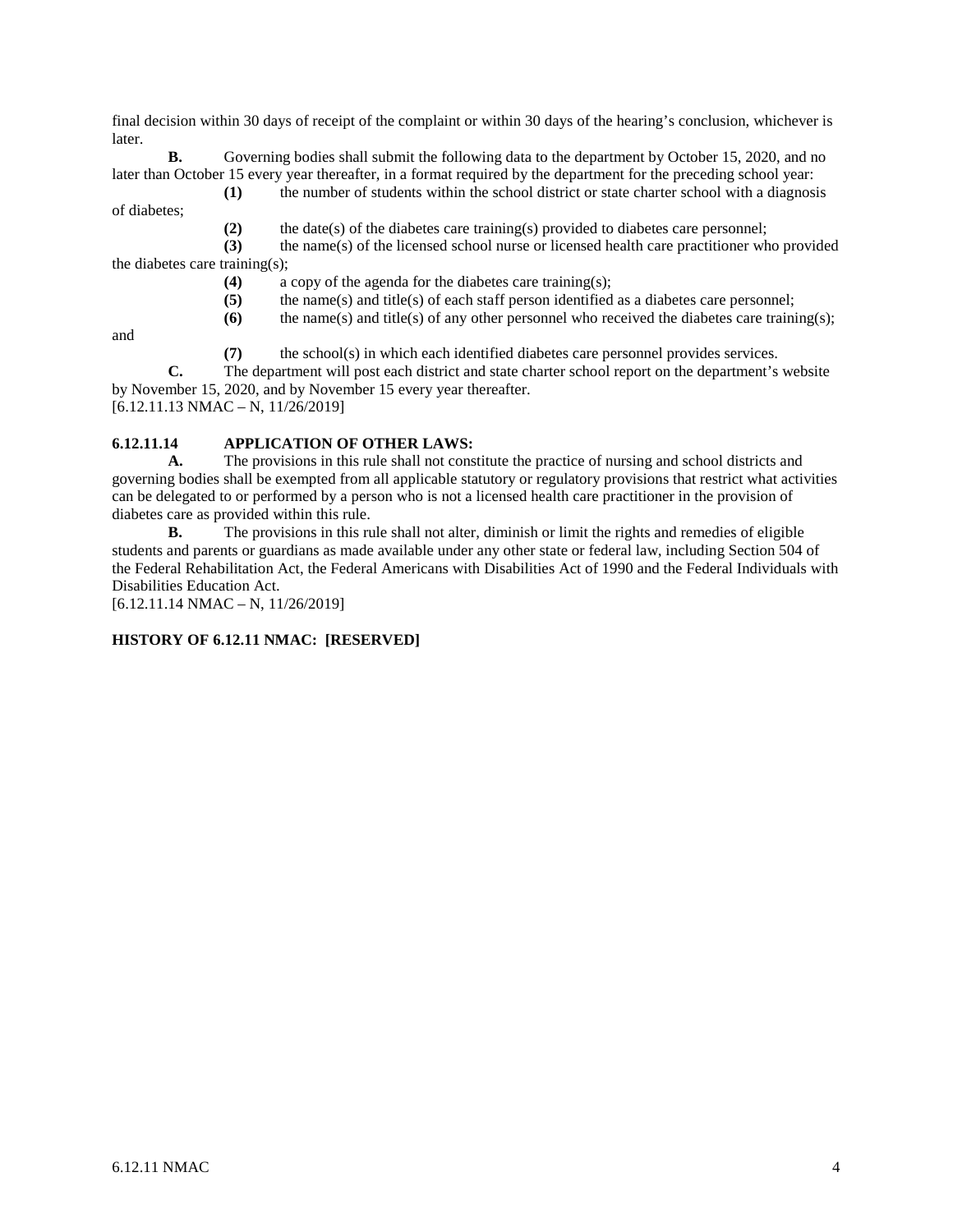final decision within 30 days of receipt of the complaint or within 30 days of the hearing's conclusion, whichever is later.

**B.** Governing bodies shall submit the following data to the department by October 15, 2020, and no later than October 15 every year thereafter, in a format required by the department for the preceding school year:

**(1)** the number of students within the school district or state charter school with a diagnosis of diabetes;

**(2)** the date(s) of the diabetes care training(s) provided to diabetes care personnel;

**(3)** the name(s) of the licensed school nurse or licensed health care practitioner who provided the diabetes care training(s);

**(4)** a copy of the agenda for the diabetes care training(s);

**(5)** the name(s) and title(s) of each staff person identified as a diabetes care personnel;

**(6)** the name(s) and title(s) of any other personnel who received the diabetes care training(s); and

**(7)** the school(s) in which each identified diabetes care personnel provides services.

**C.** The department will post each district and state charter school report on the department's website by November 15, 2020, and by November 15 every year thereafter.

[6.12.11.13 NMAC – N, 11/26/2019]

**6.12.11.14 APPLICATION OF OTHER LAWS:**

**A.** The provisions in this rule shall not constitute the practice of nursing and school districts and governing bodies shall be exempted from all applicable statutory or regulatory provisions that restrict what activities can be delegated to or performed by a person who is not a licensed health care practitioner in the provision of diabetes care as provided within this rule.

**B.** The provisions in this rule shall not alter, diminish or limit the rights and remedies of eligible students and parents or guardians as made available under any other state or federal law, including Section 504 of the Federal Rehabilitation Act, the Federal Americans with Disabilities Act of 1990 and the Federal Individuals with Disabilities Education Act.

[6.12.11.14 NMAC – N, 11/26/2019]

**HISTORY OF 6.12.11 NMAC: [RESERVED]**